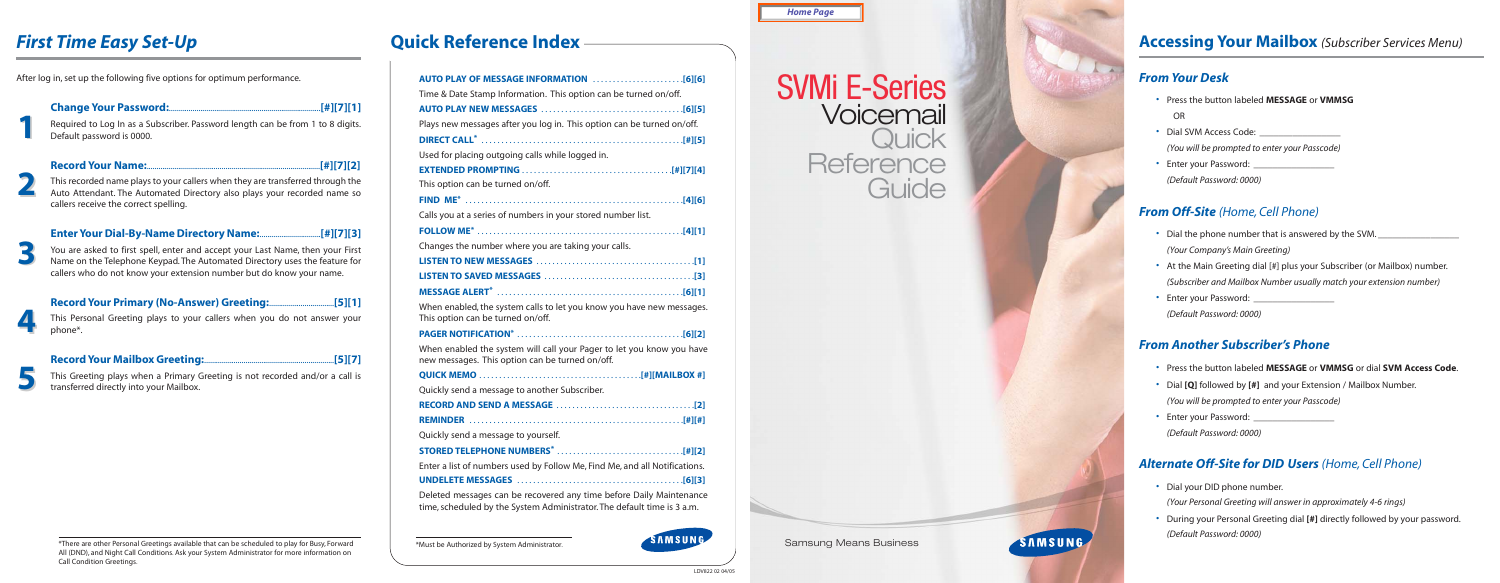# First Time Easy Set-Up

After log in, set up the following five options for optimum performance.

**1** **Change Your Password: [#][7][1]**

Required to Log In as a Subscriber. Password length can be from 1 to 8 digits. Default password is 0000.

**2** **Record Your Name: [#][7][2]**

This recorded name plays to your callers when they are transferred through the Auto Attendant. The Automated Directory also plays your recorded name so callers receive the correct spelling.

**3** **Enter Your Dial-By-Name Directory Name: [#][7][3]**

You are asked to first spell, enter and accept your Last Name, then your First Name on the Telephone Keypad. The Automated Directory uses the feature for callers who do not know your extension number but do know your name.

**4** **Record Your Primary (No-Answer) Greeting: [5][1]**

This Personal Greeting plays to your callers when you do not answer your phone*.

**5** **Record Your Mailbox Greeting: [5][7]**

This Greeting plays when a Primary Greeting is not recorded and/or a call is transferred directly into your Mailbox.

*There are other Personal Greetings available that can be scheduled to play for Busy, Forward All (DND), and Night Call Conditions. Ask your System Administrator for more information on Call Condition Greetings.

# Quick Reference Index

**AUTO PLAY OF MESSAGE INFORMATION [6][6]**
Time & Date Stamp Information. This option can be turned on/off.

**AUTO PLAY NEW MESSAGES [6][5]**
Plays new messages after you log in. This option can be turned on/off.

**DIRECT CALL* [#][5]**
Used for placing outgoing calls while logged in.

**EXTENDED PROMPTING [#][7][4]**
This option can be turned on/off.

**FIND ME* [4][6]**
Calls you at a series of numbers in your stored number list.

**FOLLOW ME* [4][1]**
Changes the number where you are taking your calls.

**LISTEN TO NEW MESSAGES [1]**

**LISTEN TO SAVED MESSAGES [3]**

**MESSAGE ALERT* [6][1]**
When enabled, the system calls to let you know you have new messages. This option can be turned on/off.

**PAGER NOTIFICATION* [6][2]**
When enabled the system will call your Pager to let you know you have new messages. This option can be turned on/off.

**QUICK MEMO [#][MAILBOX #]**
Quickly send a message to another Subscriber.

**RECORD AND SEND A MESSAGE [2]**

**REMINDER [#][#]**
Quickly send a message to yourself.

**STORED TELEPHONE NUMBERS* [#][2]**
Enter a list of numbers used by Follow Me, Find Me, and all Notifications.

**UNDELETE MESSAGES [6][3]**
Deleted messages can be recovered any time before Daily Maintenance time, scheduled by the System Administrator. The default time is 3 a.m.

*Must be Authorized by System Administrator.

SAMSUNG

*Home Page*

# SVMi E-Series Voicemail Quick Reference Guide

Samsung Means Business

SAMSUNG

LDV822 02 04/05

# Accessing Your Mailbox *(Subscriber Services Menu)*

## From Your Desk

- Press the button labeled **MESSAGE** or **VMMSG**
  OR
- Dial SVM Access Code: ________________
  *(You will be prompted to enter your Passcode)*
- Enter your Password: ________________
  *(Default Password: 0000)*

## From Off-Site *(Home, Cell Phone)*

- Dial the phone number that is answered by the SVM. ________________
  *(Your Company's Main Greeting)*
- At the Main Greeting dial [#] plus your Subscriber (or Mailbox) number.
  *(Subscriber and Mailbox Number usually match your extension number)*
- Enter your Password: ________________
  *(Default Password: 0000)*

## From Another Subscriber's Phone

- Press the button labeled **MESSAGE** or **VMMSG** or dial **SVM Access Code**.
- Dial **[Q]** followed by **[#]** and your Extension / Mailbox Number.
  *(You will be prompted to enter your Passcode)*
- Enter your Password: ________________
  *(Default Password: 0000)*

## Alternate Off-Site for DID Users *(Home, Cell Phone)*

- Dial your DID phone number.
  *(Your Personal Greeting will answer in approximately 4-6 rings)*
- During your Personal Greeting dial **[#]** directly followed by your password.
  *(Default Password: 0000)*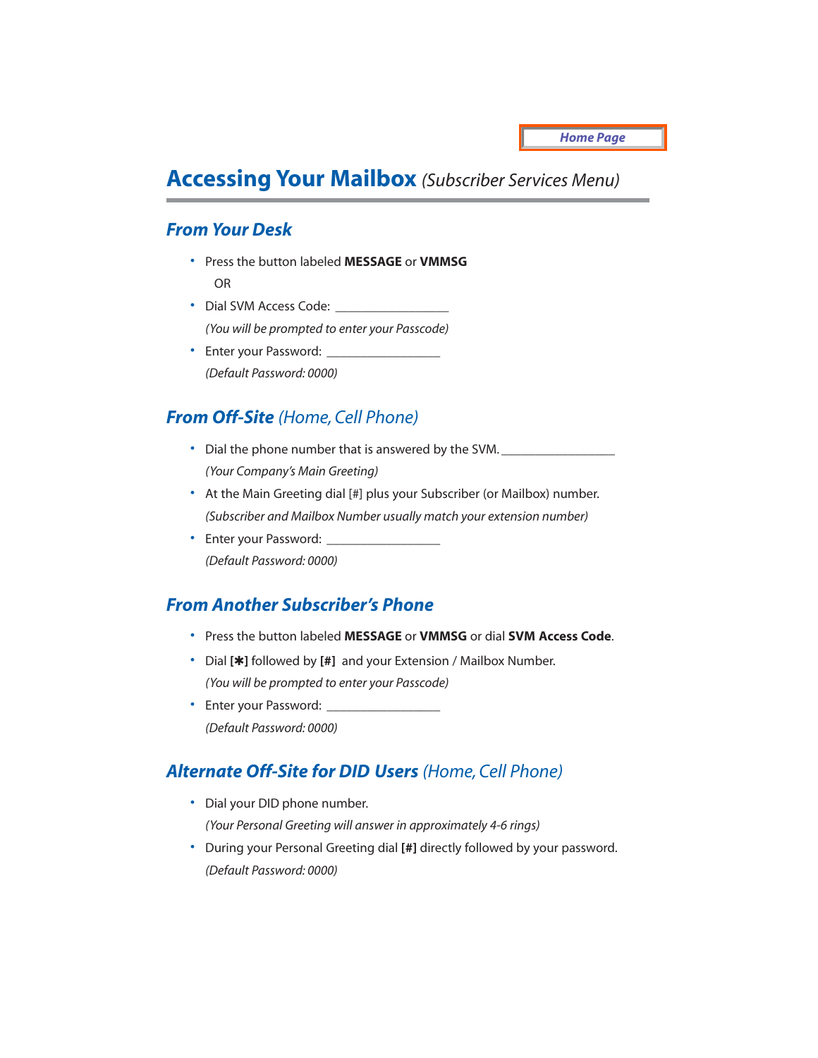Home Page

# **Accessing Your Mailbox** *(Subscriber Services Menu)*

## *From Your Desk*

- Press the button labeled **MESSAGE** or **VMMSG**

  OR

- Dial SVM Access Code: ________________

  *(You will be prompted to enter your Passcode)*

- Enter your Password: ________________

  *(Default Password: 0000)*

## *From Off-Site (Home, Cell Phone)*

- Dial the phone number that is answered by the SVM. ________________

  *(Your Company's Main Greeting)*

- At the Main Greeting dial [#] plus your Subscriber (or Mailbox) number.

  *(Subscriber and Mailbox Number usually match your extension number)*

- Enter your Password: ________________

  *(Default Password: 0000)*

## *From Another Subscriber's Phone*

- Press the button labeled **MESSAGE** or **VMMSG** or dial **SVM Access Code**.
- Dial **[✱]** followed by **[#]** and your Extension / Mailbox Number.

  *(You will be prompted to enter your Passcode)*

- Enter your Password: ________________

  *(Default Password: 0000)*

## *Alternate Off-Site for DID Users (Home, Cell Phone)*

- Dial your DID phone number.

  *(Your Personal Greeting will answer in approximately 4-6 rings)*

- During your Personal Greeting dial **[#]** directly followed by your password.

  *(Default Password: 0000)*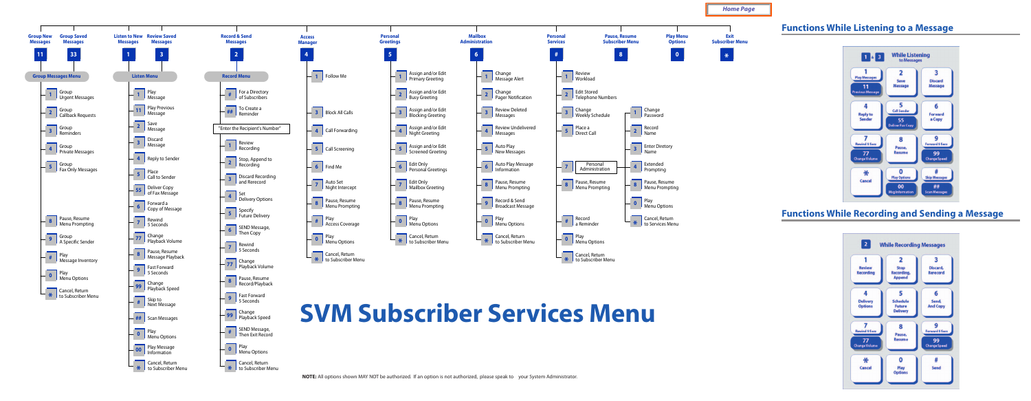*Home Page*

# SVM Subscriber Services Menu

| Group New Messages | Group Saved Messages | Listen to New Messages | Review Saved Messages | Record & Send Messages | Access Manager | Personal Greetings | Mailbox Administration | Personal Services | Pause, Resume Subscriber Menu | Play Menu Options | Exit Subscriber Menu |
|---|---|---|---|---|---|---|---|---|---|---|---|
| 11 | 33 | 1 | 3 | 2 | 4 | 5 | 6 | # | 8 | 0 | * |

## Group Messages Menu

- 1 Group Urgent Messages
- 2 Group Callback Requests
- 3 Group Reminders
- 4 Group Private Messages
- 5 Group Fax Only Messages
- 8 Pause, Resume Menu Prompting
- 9 Group A Specific Sender
- # Play Message Inventory
- 0 Play Menu Options
- * Cancel, Return to Subscriber Menu

## Listen Menu

- 1 Play Message
- 11 Play Previous Message
- 2 Save Message
- 3 Discard Message
- 4 Reply to Sender
- 5 Place Call to Sender
- 55 Deliver Copy of Fax Message
- 6 Forward a Copy of Message
- 7 Rewind 5 Seconds
- 77 Change Playback Volume
- 8 Pause, Resume Message Playback
- 9 Fast Forward 5 Seconds
- 99 Change Playback Speed
- # Skip to Next Message
- ## Scan Messages
- 0 Play Menu Options
- 00 Play Message Information
- * Cancel, Return to Subscriber Menu

## Record Menu

- # For a Directory of Subscribers
- ## To Create a Reminder

"Enter the Recipient's Number"

- 1 Review Recording
- 2 Stop, Append to Recording
- 3 Discard Recording and Rerecord
- 4 Set Delivery Options
- 5 Specify Future Delivery
- 6 SEND Message, Then Copy
- 7 Rewind 5 Seconds
- 77 Change Playback Volume
- 8 Pause, Resume Record/Playback
- 9 Fast Forward 5 Seconds
- 99 Change Playback Speed
- # SEND Message, Then Exit Record
- 0 Play Menu Options
- * Cancel, Return to Subscriber Menu

## Access Manager (4)

- 1 Follow Me
- 3 Block All Calls
- 4 Call Forwarding
- 5 Call Screening
- 6 Find Me
- 7 Auto Set Night Intercept
- 8 Pause, Resume Menu Prompting
- # Play Access Coverage
- 0 Play Menu Options
- * Cancel, Return to Subscriber Menu

## Personal Greetings (5)

- 1 Assign and/or Edit Primary Greeting
- 2 Assign and/or Edit Busy Greeting
- 3 Assign and/or Edit Blocking Greeting
- 4 Assign and/or Edit Night Greeting
- 5 Assign and/or Edit Screened Greeting
- 6 Edit Only Personal Greetings
- 7 Edit Only Mailbox Greeting
- 8 Pause, Resume Menu Prompting
- 0 Play Menu Options
- * Cancel, Return to Subscriber Menu

## Mailbox Administration (6)

- 1 Change Message Alert
- 2 Change Pager Notification
- 3 Review Deleted Messages
- 4 Review Undelivered Messages
- 5 Auto Play New Messages
- 6 Auto Play Message Information
- 8 Pause, Resume Menu Prompting
- 9 Record & Send Broadcast Message
- 0 Play Menu Options
- * Cancel, Return to Subscriber Menu

## Personal Services (#)

- 1 Review Workload
- 2 Edit Stored Telephone Numbers
- 3 Change Weekly Schedule
- 5 Place a Direct Call
- 7 Personal Administration
  - 1 Change Password
  - 2 Record Name
  - 3 Enter Diretory Name
  - 4 Extended Prompting
  - 8 Pause, Resume Menu Prompting
  - 0 Play Menu Options
  - * Cancel, Return to Services Menu
- 8 Pause, Resume Menu Prompting
- # Record a Reminder
- 0 Play Menu Options
- * Cancel, Return to Subscriber Menu

**NOTE:** All options shown MAY NOT be authorized. If an option is not authorized, please speak to your System Administrator.

## Functions While Listening to a Message

1 & 3 While Listening to Messages

| | | |
|---|---|---|
| 1 Play Messages / 11 Previous Message | 2 Save Message | 3 Discard Message |
| 4 Reply to Sender | 5 Call Sender / 55 Deliver Fax Copy | 6 Forward a Copy |
| 7 Rewind 5 Secs / 77 Change Volume | 8 Pause, Resume | 9 Forward 5 Secs / 99 Change Speed |
| * Cancel | 0 Play Options / 00 Msg Information | # Skip Message / ## Scan Messages |

## Functions While Recording and Sending a Message

2 While Recording Messages

| | | |
|---|---|---|
| 1 Review Recording | 2 Stop Recording, Append | 3 Discard, Rerecord |
| 4 Delivery Options | 5 Schedule Future Delivery | 6 Send, And Copy |
| 7 Rewind 5 Secs / 77 Change Volume | 8 Pause, Resume | 9 Forward 5 Secs / 99 Change Speed |
| * Cancel | 0 Play Options | # Send |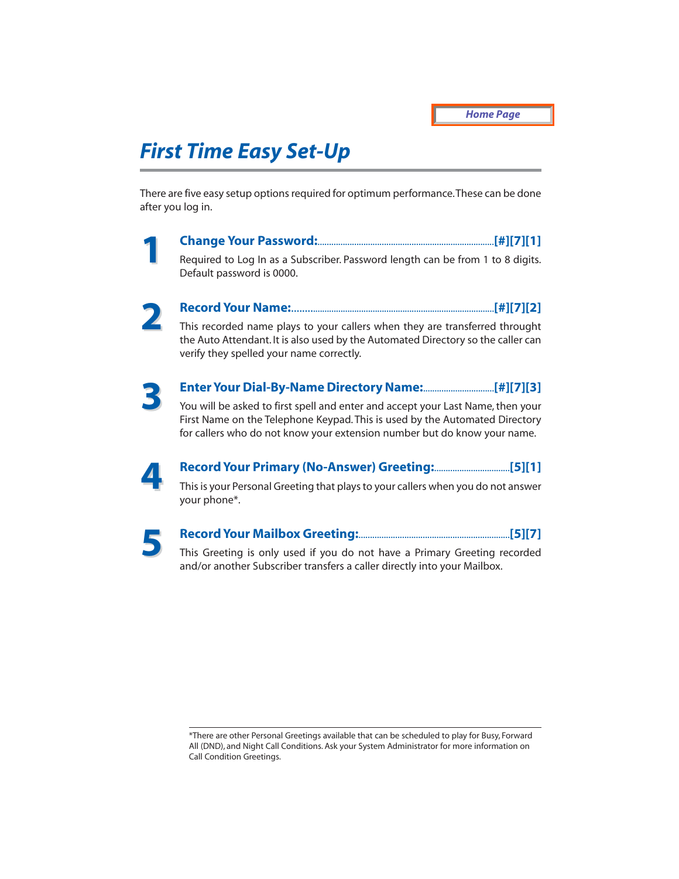Home Page

# *First Time Easy Set-Up*

There are five easy setup options required for optimum performance. These can be done after you log in.

## 1 Change Your Password: ........ [#][7][1]

Required to Log In as a Subscriber. Password length can be from 1 to 8 digits. Default password is 0000.

## 2 Record Your Name: ........ [#][7][2]

This recorded name plays to your callers when they are transferred throught the Auto Attendant. It is also used by the Automated Directory so the caller can verify they spelled your name correctly.

## 3 Enter Your Dial-By-Name Directory Name: ........ [#][7][3]

You will be asked to first spell and enter and accept your Last Name, then your First Name on the Telephone Keypad. This is used by the Automated Directory for callers who do not know your extension number but do know your name.

## 4 Record Your Primary (No-Answer) Greeting: ........ [5][1]

This is your Personal Greeting that plays to your callers when you do not answer your phone*.

## 5 Record Your Mailbox Greeting: ........ [5][7]

This Greeting is only used if you do not have a Primary Greeting recorded and/or another Subscriber transfers a caller directly into your Mailbox.

---

*There are other Personal Greetings available that can be scheduled to play for Busy, Forward All (DND), and Night Call Conditions. Ask your System Administrator for more information on Call Condition Greetings.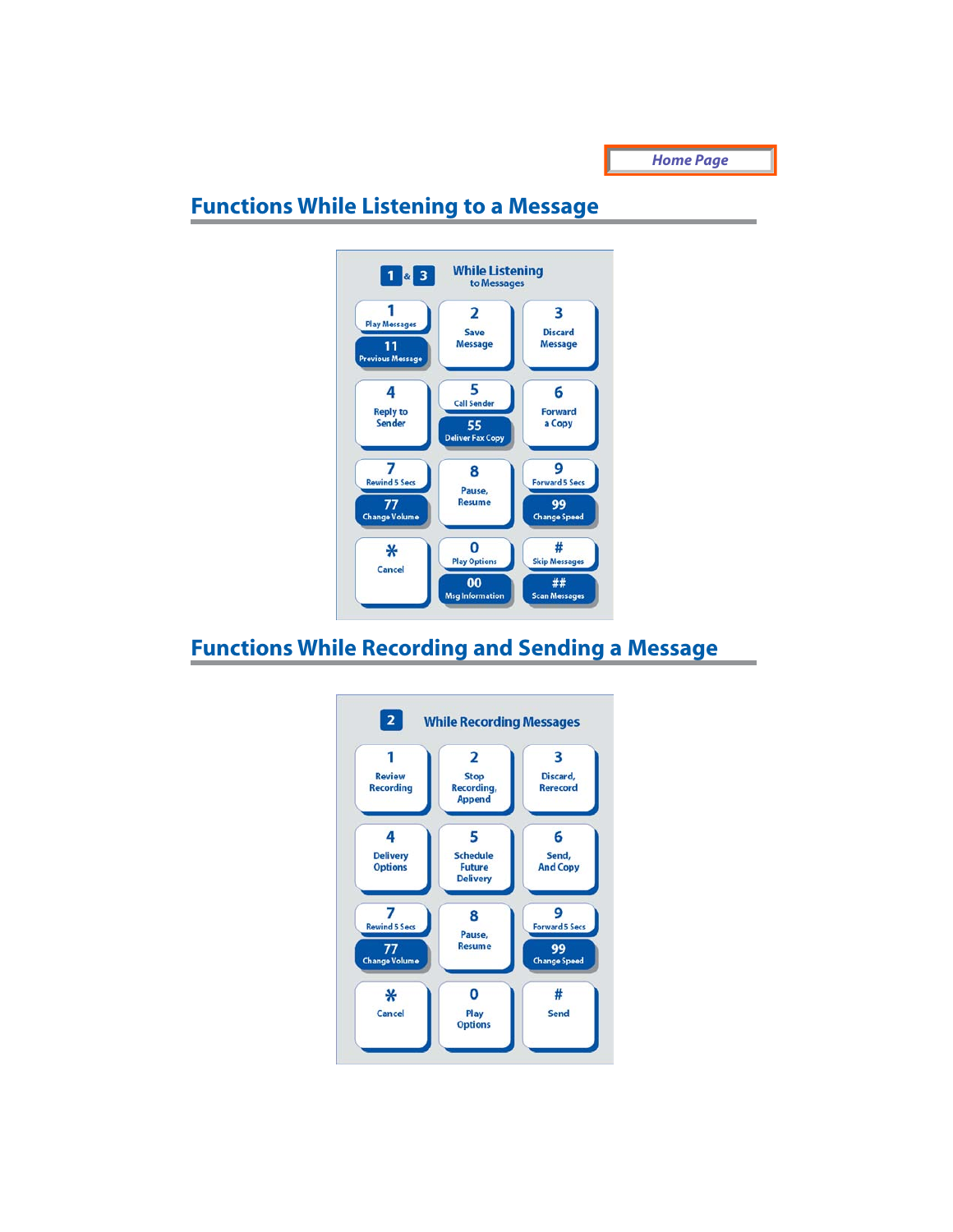Home Page

## Functions While Listening to a Message

**1 & 3 While Listening to Messages**

| | | |
|---|---|---|
| 1 Play Messages / 11 Previous Message | 2 Save Message | 3 Discard Message |
| 4 Reply to Sender | 5 Call Sender / 55 Deliver Fax Copy | 6 Forward a Copy |
| 7 Rewind 5 Secs / 77 Change Volume | 8 Pause, Resume | 9 Forward 5 Secs / 99 Change Speed |
| * Cancel | 0 Play Options / 00 Msg Information | # Skip Messages / ## Scan Messages |

## Functions While Recording and Sending a Message

**2 While Recording Messages**

| | | |
|---|---|---|
| 1 Review Recording | 2 Stop Recording, Append | 3 Discard, Rerecord |
| 4 Delivery Options | 5 Schedule Future Delivery | 6 Send, And Copy |
| 7 Rewind 5 Secs / 77 Change Volume | 8 Pause, Resume | 9 Forward 5 Secs / 99 Change Speed |
| * Cancel | 0 Play Options | # Send |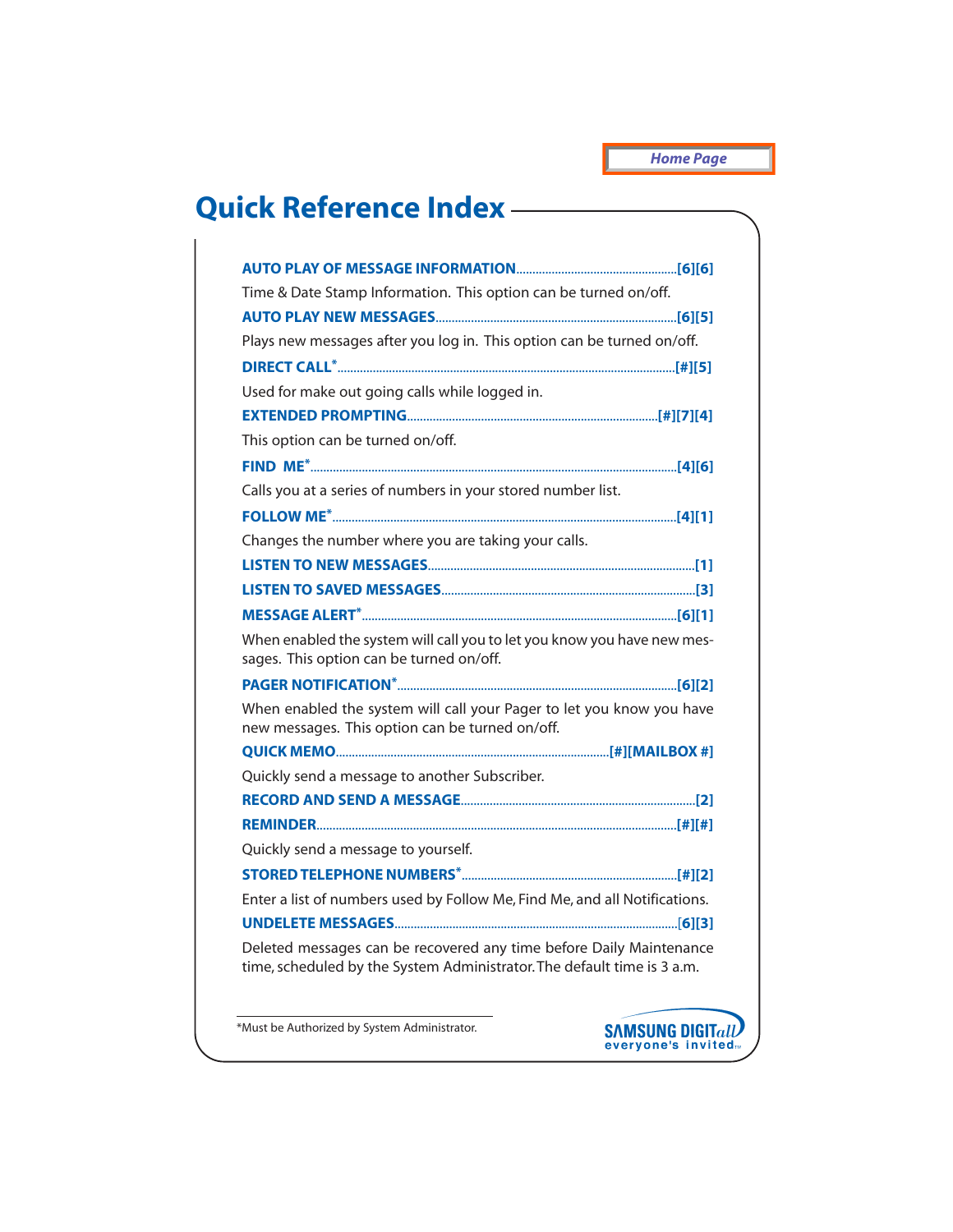Home Page

# Quick Reference Index

**AUTO PLAY OF MESSAGE INFORMATION**..................................................**[6][6]**

Time & Date Stamp Information. This option can be turned on/off.

**AUTO PLAY NEW MESSAGES**..........................................................................**[6][5]**

Plays new messages after you log in. This option can be turned on/off.

**DIRECT CALL***..........................................................................................**[#][5]**

Used for make out going calls while logged in.

**EXTENDED PROMPTING**.............................................................................**[#][7][4]**

This option can be turned on/off.

**FIND ME***..................................................................................................**[4][6]**

Calls you at a series of numbers in your stored number list.

**FOLLOW ME***...........................................................................................**[4][1]**

Changes the number where you are taking your calls.

**LISTEN TO NEW MESSAGES**..................................................................................**[1]**

**LISTEN TO SAVED MESSAGES**..............................................................................**[3]**

**MESSAGE ALERT***..................................................................................**[6][1]**

When enabled the system will call you to let you know you have new messages. This option can be turned on/off.

**PAGER NOTIFICATION***.........................................................................**[6][2]**

When enabled the system will call your Pager to let you know you have new messages. This option can be turned on/off.

**QUICK MEMO**....................................................................................**[#][MAILBOX #]**

Quickly send a message to another Subscriber.

**RECORD AND SEND A MESSAGE**........................................................................**[2]**

**REMINDER**.................................................................................................**[#][#]**

Quickly send a message to yourself.

**STORED TELEPHONE NUMBERS***...........................................................**[#][2]**

Enter a list of numbers used by Follow Me, Find Me, and all Notifications.

**UNDELETE MESSAGES**.................................................................................**[6][3]**

Deleted messages can be recovered any time before Daily Maintenance time, scheduled by the System Administrator. The default time is 3 a.m.

*Must be Authorized by System Administrator.

SAMSUNG DIGITall
everyone's invited™